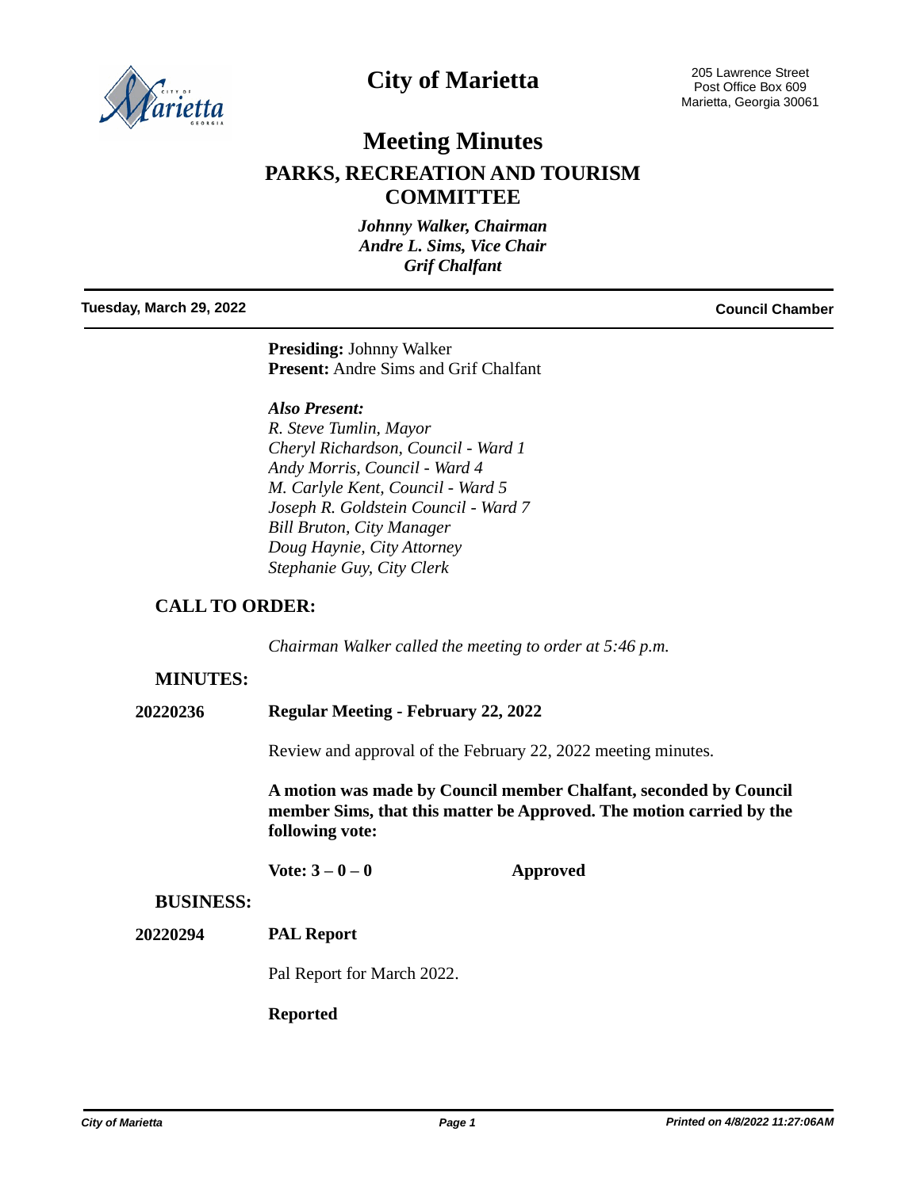# City of Marietta

205 Lawrence Street
Post Office Box 609
Marietta, Georgia 30061

# Meeting Minutes

## PARKS, RECREATION AND TOURISM COMMITTEE

*Johnny Walker, Chairman*
*Andre L. Sims, Vice Chair*
*Grif Chalfant*

**Tuesday, March 29, 2022** — **Council Chamber**

**Presiding:** Johnny Walker
**Present:** Andre Sims and Grif Chalfant

***Also Present:***
*R. Steve Tumlin, Mayor*
*Cheryl Richardson, Council - Ward 1*
*Andy Morris, Council - Ward 4*
*M. Carlyle Kent, Council - Ward 5*
*Joseph R. Goldstein Council - Ward 7*
*Bill Bruton, City Manager*
*Doug Haynie, City Attorney*
*Stephanie Guy, City Clerk*

## CALL TO ORDER:

*Chairman Walker called the meeting to order at 5:46 p.m.*

## MINUTES:

**20220236** **Regular Meeting - February 22, 2022**

Review and approval of the February 22, 2022 meeting minutes.

**A motion was made by Council member Chalfant, seconded by Council member Sims, that this matter be Approved. The motion carried by the following vote:**

**Vote: 3 – 0 – 0** **Approved**

## BUSINESS:

**20220294** **PAL Report**

Pal Report for March 2022.

**Reported**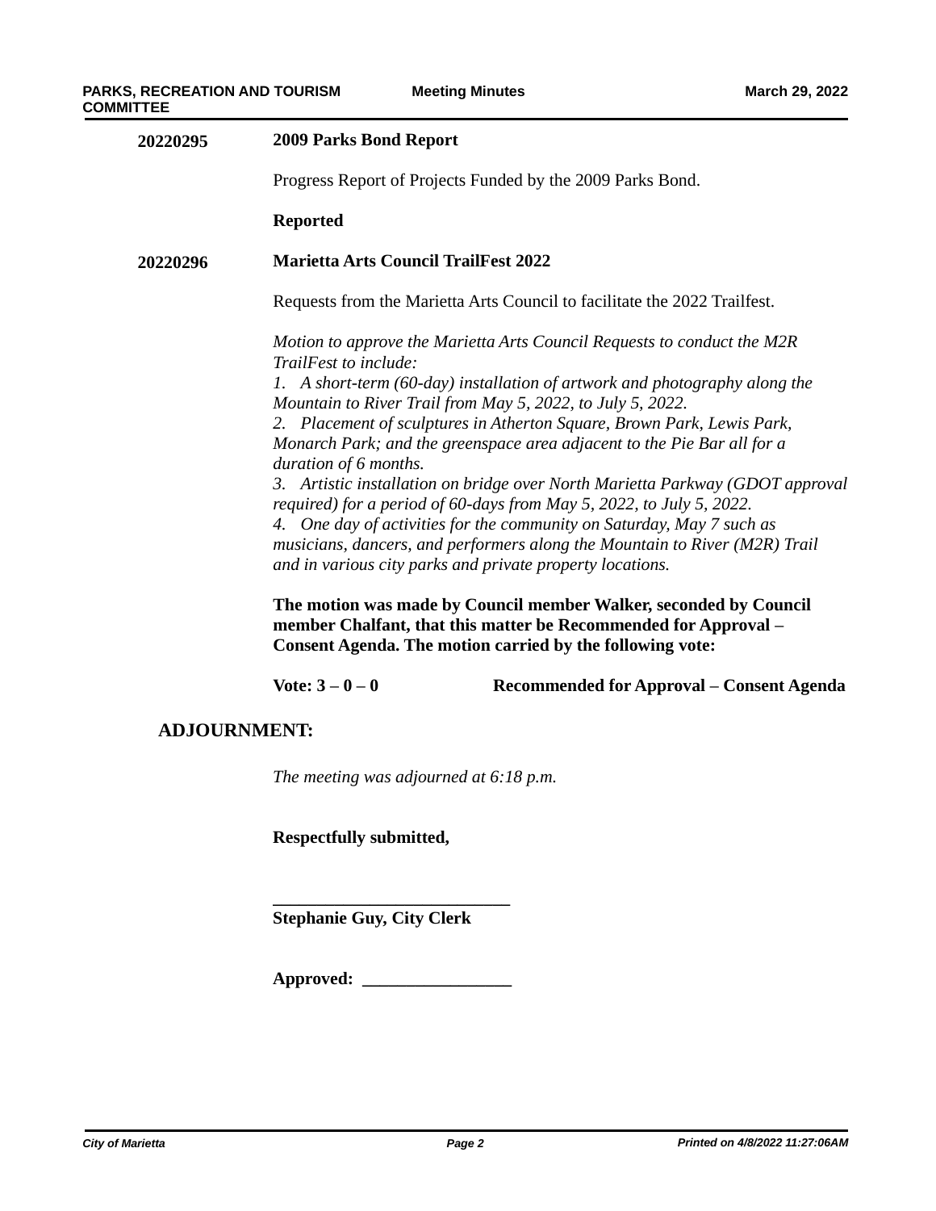**20220295** **2009 Parks Bond Report**

Progress Report of Projects Funded by the 2009 Parks Bond.

**Reported**

**20220296** **Marietta Arts Council TrailFest 2022**

Requests from the Marietta Arts Council to facilitate the 2022 Trailfest.

*Motion to approve the Marietta Arts Council Requests to conduct the M2R TrailFest to include:*

*1. A short-term (60-day) installation of artwork and photography along the Mountain to River Trail from May 5, 2022, to July 5, 2022.*

*2. Placement of sculptures in Atherton Square, Brown Park, Lewis Park, Monarch Park; and the greenspace area adjacent to the Pie Bar all for a duration of 6 months.*

*3. Artistic installation on bridge over North Marietta Parkway (GDOT approval required) for a period of 60-days from May 5, 2022, to July 5, 2022.*

*4. One day of activities for the community on Saturday, May 7 such as musicians, dancers, and performers along the Mountain to River (M2R) Trail and in various city parks and private property locations.*

**The motion was made by Council member Walker, seconded by Council member Chalfant, that this matter be Recommended for Approval – Consent Agenda. The motion carried by the following vote:**

**Vote: 3 – 0 – 0** **Recommended for Approval – Consent Agenda**

## ADJOURNMENT:

*The meeting was adjourned at 6:18 p.m.*

**Respectfully submitted,**

**___________________________**
**Stephanie Guy, City Clerk**

**Approved: _________________**